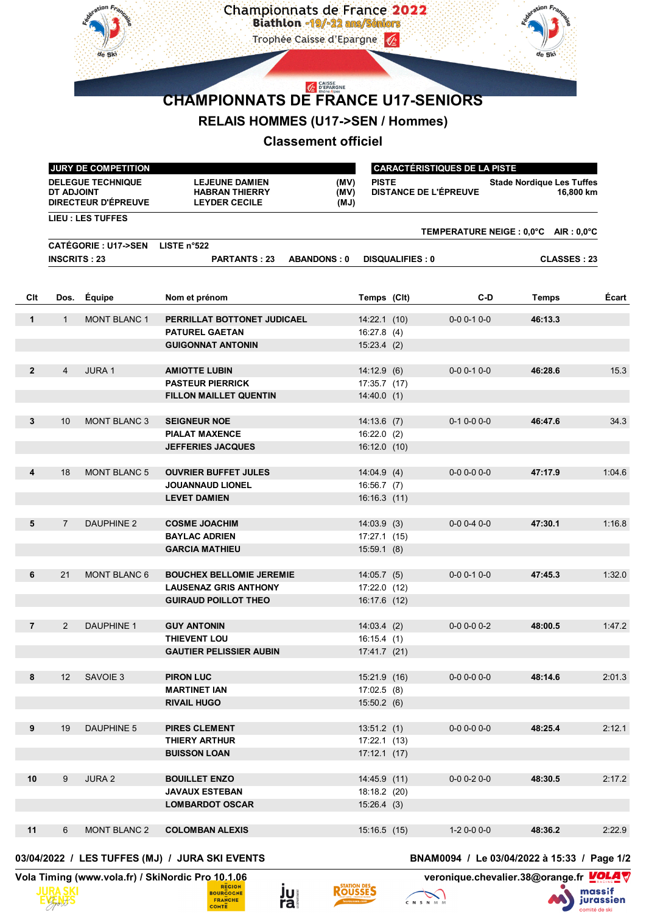Championnats de France 2022
Biathlon -19/-22 ans/Séniors
Trophée Caisse d'Epargne

# CHAMPIONNATS DE FRANCE U17-SENIORS

## RELAIS HOMMES (U17->SEN / Hommes)

## Classement officiel

| JURY DE COMPETITION | | |
|---|---|---|
| DELEGUE TECHNIQUE | LEJEUNE DAMIEN | (MV) |
| DT ADJOINT | HABRAN THIERRY | (MV) |
| DIRECTEUR D'ÉPREUVE | LEYDER CECILE | (MJ) |

| CARACTÉRISTIQUES DE LA PISTE | |
|---|---|
| PISTE | Stade Nordique Les Tuffes |
| DISTANCE DE L'ÉPREUVE | 16,800 km |

LIEU : LES TUFFES

TEMPERATURE NEIGE : 0,0°C   AIR : 0,0°C

CATÉGORIE : U17->SEN   LISTE n°522

INSCRITS : 23   PARTANTS : 23   ABANDONS : 0   DISQUALIFIES : 0   CLASSES : 23

| Clt | Dos. | Équipe | Nom et prénom | Temps (Clt) | C-D | Temps | Écart |
|---|---|---|---|---|---|---|---|
| 1 | 1 | MONT BLANC 1 | PERRILLAT BOTTONET JUDICAEL | 14:22.1 (10) | 0-0 0-1 0-0 | 46:13.3 | |
| | | | PATUREL GAETAN | 16:27.8 (4) | | | |
| | | | GUIGONNAT ANTONIN | 15:23.4 (2) | | | |
| 2 | 4 | JURA 1 | AMIOTTE LUBIN | 14:12.9 (6) | 0-0 0-1 0-0 | 46:28.6 | 15.3 |
| | | | PASTEUR PIERRICK | 17:35.7 (17) | | | |
| | | | FILLON MAILLET QUENTIN | 14:40.0 (1) | | | |
| 3 | 10 | MONT BLANC 3 | SEIGNEUR NOE | 14:13.6 (7) | 0-1 0-0 0-0 | 46:47.6 | 34.3 |
| | | | PIALAT MAXENCE | 16:22.0 (2) | | | |
| | | | JEFFERIES JACQUES | 16:12.0 (10) | | | |
| 4 | 18 | MONT BLANC 5 | OUVRIER BUFFET JULES | 14:04.9 (4) | 0-0 0-0 0-0 | 47:17.9 | 1:04.6 |
| | | | JOUANNAUD LIONEL | 16:56.7 (7) | | | |
| | | | LEVET DAMIEN | 16:16.3 (11) | | | |
| 5 | 7 | DAUPHINE 2 | COSME JOACHIM | 14:03.9 (3) | 0-0 0-4 0-0 | 47:30.1 | 1:16.8 |
| | | | BAYLAC ADRIEN | 17:27.1 (15) | | | |
| | | | GARCIA MATHIEU | 15:59.1 (8) | | | |
| 6 | 21 | MONT BLANC 6 | BOUCHEX BELLOMIE JEREMIE | 14:05.7 (5) | 0-0 0-1 0-0 | 47:45.3 | 1:32.0 |
| | | | LAUSENAZ GRIS ANTHONY | 17:22.0 (12) | | | |
| | | | GUIRAUD POILLOT THEO | 16:17.6 (12) | | | |
| 7 | 2 | DAUPHINE 1 | GUY ANTONIN | 14:03.4 (2) | 0-0 0-0 0-2 | 48:00.5 | 1:47.2 |
| | | | THIEVENT LOU | 16:15.4 (1) | | | |
| | | | GAUTIER PELISSIER AUBIN | 17:41.7 (21) | | | |
| 8 | 12 | SAVOIE 3 | PIRON LUC | 15:21.9 (16) | 0-0 0-0 0-0 | 48:14.6 | 2:01.3 |
| | | | MARTINET IAN | 17:02.5 (8) | | | |
| | | | RIVAIL HUGO | 15:50.2 (6) | | | |
| 9 | 19 | DAUPHINE 5 | PIRES CLEMENT | 13:51.2 (1) | 0-0 0-0 0-0 | 48:25.4 | 2:12.1 |
| | | | THIERY ARTHUR | 17:22.1 (13) | | | |
| | | | BUISSON LOAN | 17:12.1 (17) | | | |
| 10 | 9 | JURA 2 | BOUILLET ENZO | 14:45.9 (11) | 0-0 0-2 0-0 | 48:30.5 | 2:17.2 |
| | | | JAVAUX ESTEBAN | 18:18.2 (20) | | | |
| | | | LOMBARDOT OSCAR | 15:26.4 (3) | | | |
| 11 | 6 | MONT BLANC 2 | COLOMBAN ALEXIS | 15:16.5 (15) | 1-2 0-0 0-0 | 48:36.2 | 2:22.9 |

03/04/2022 / LES TUFFES (MJ) / JURA SKI EVENTS   BNAM0094 / Le 03/04/2022 à 15:33

Vola Timing (www.vola.fr) / SkiNordic Pro 10.1.06   veronique.chevalier.38@orange.fr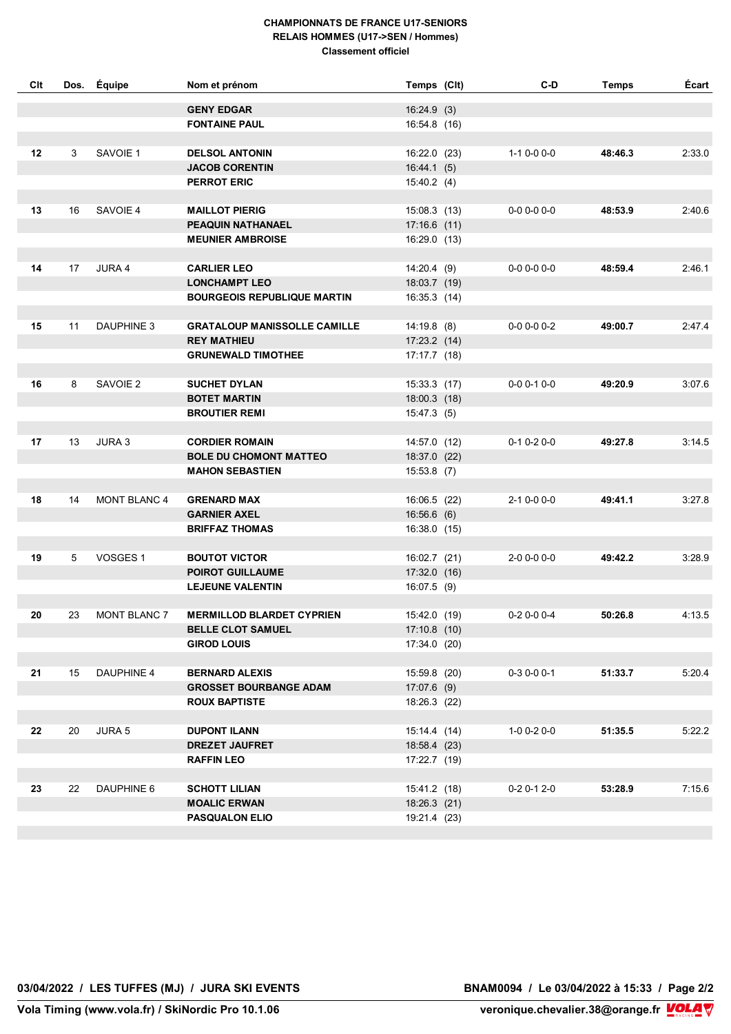**CHAMPIONNATS DE FRANCE U17-SENIORS**
**RELAIS HOMMES (U17->SEN / Hommes)**
**Classement officiel**

| Clt | Dos. | Équipe | Nom et prénom | Temps (Clt) | C-D | Temps | Écart |
|---|---|---|---|---|---|---|---|
| | | | **GENY EDGAR** | 16:24.9 (3) | | | |
| | | | **FONTAINE PAUL** | 16:54.8 (16) | | | |
| **12** | 3 | SAVOIE 1 | **DELSOL ANTONIN** | 16:22.0 (23) | 1-1 0-0 0-0 | **48:46.3** | 2:33.0 |
| | | | **JACOB CORENTIN** | 16:44.1 (5) | | | |
| | | | **PERROT ERIC** | 15:40.2 (4) | | | |
| **13** | 16 | SAVOIE 4 | **MAILLOT PIERIG** | 15:08.3 (13) | 0-0 0-0 0-0 | **48:53.9** | 2:40.6 |
| | | | **PEAQUIN NATHANAEL** | 17:16.6 (11) | | | |
| | | | **MEUNIER AMBROISE** | 16:29.0 (13) | | | |
| **14** | 17 | JURA 4 | **CARLIER LEO** | 14:20.4 (9) | 0-0 0-0 0-0 | **48:59.4** | 2:46.1 |
| | | | **LONCHAMPT LEO** | 18:03.7 (19) | | | |
| | | | **BOURGEOIS REPUBLIQUE MARTIN** | 16:35.3 (14) | | | |
| **15** | 11 | DAUPHINE 3 | **GRATALOUP MANISSOLLE CAMILLE** | 14:19.8 (8) | 0-0 0-0 0-2 | **49:00.7** | 2:47.4 |
| | | | **REY MATHIEU** | 17:23.2 (14) | | | |
| | | | **GRUNEWALD TIMOTHEE** | 17:17.7 (18) | | | |
| **16** | 8 | SAVOIE 2 | **SUCHET DYLAN** | 15:33.3 (17) | 0-0 0-1 0-0 | **49:20.9** | 3:07.6 |
| | | | **BOTET MARTIN** | 18:00.3 (18) | | | |
| | | | **BROUTIER REMI** | 15:47.3 (5) | | | |
| **17** | 13 | JURA 3 | **CORDIER ROMAIN** | 14:57.0 (12) | 0-1 0-2 0-0 | **49:27.8** | 3:14.5 |
| | | | **BOLE DU CHOMONT MATTEO** | 18:37.0 (22) | | | |
| | | | **MAHON SEBASTIEN** | 15:53.8 (7) | | | |
| **18** | 14 | MONT BLANC 4 | **GRENARD MAX** | 16:06.5 (22) | 2-1 0-0 0-0 | **49:41.1** | 3:27.8 |
| | | | **GARNIER AXEL** | 16:56.6 (6) | | | |
| | | | **BRIFFAZ THOMAS** | 16:38.0 (15) | | | |
| **19** | 5 | VOSGES 1 | **BOUTOT VICTOR** | 16:02.7 (21) | 2-0 0-0 0-0 | **49:42.2** | 3:28.9 |
| | | | **POIROT GUILLAUME** | 17:32.0 (16) | | | |
| | | | **LEJEUNE VALENTIN** | 16:07.5 (9) | | | |
| **20** | 23 | MONT BLANC 7 | **MERMILLOD BLARDET CYPRIEN** | 15:42.0 (19) | 0-2 0-0 0-4 | **50:26.8** | 4:13.5 |
| | | | **BELLE CLOT SAMUEL** | 17:10.8 (10) | | | |
| | | | **GIROD LOUIS** | 17:34.0 (20) | | | |
| **21** | 15 | DAUPHINE 4 | **BERNARD ALEXIS** | 15:59.8 (20) | 0-3 0-0 0-1 | **51:33.7** | 5:20.4 |
| | | | **GROSSET BOURBANGE ADAM** | 17:07.6 (9) | | | |
| | | | **ROUX BAPTISTE** | 18:26.3 (22) | | | |
| **22** | 20 | JURA 5 | **DUPONT ILANN** | 15:14.4 (14) | 1-0 0-2 0-0 | **51:35.5** | 5:22.2 |
| | | | **DREZET JAUFRET** | 18:58.4 (23) | | | |
| | | | **RAFFIN LEO** | 17:22.7 (19) | | | |
| **23** | 22 | DAUPHINE 6 | **SCHOTT LILIAN** | 15:41.2 (18) | 0-2 0-1 2-0 | **53:28.9** | 7:15.6 |
| | | | **MOALIC ERWAN** | 18:26.3 (21) | | | |
| | | | **PASQUALON ELIO** | 19:21.4 (23) | | | |

**03/04/2022 / LES TUFFES (MJ) / JURA SKI EVENTS** — **BNAM0094 / Le 03/04/2022 à 15:33**

**Vola Timing (www.vola.fr) / SkiNordic Pro 10.1.06** — **veronique.chevalier.38@orange.fr**